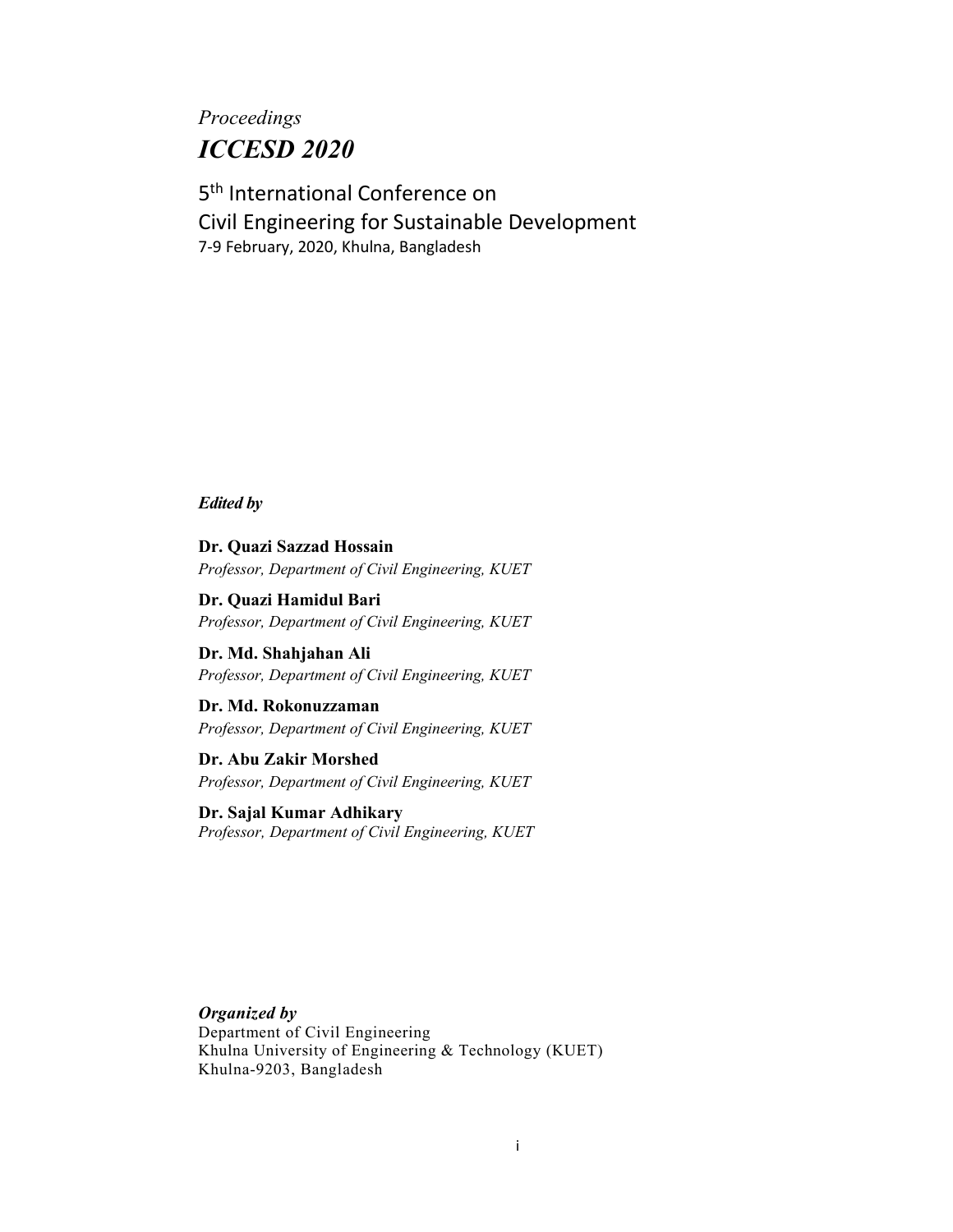*Proceedings*

# *ICCESD 2020*

## 5th International Conference on Civil Engineering for Sustainable Development

7-9 February, 2020, Khulna, Bangladesh

***Edited by***

**Dr. Quazi Sazzad Hossain**
*Professor, Department of Civil Engineering, KUET*

**Dr. Quazi Hamidul Bari**
*Professor, Department of Civil Engineering, KUET*

**Dr. Md. Shahjahan Ali**
*Professor, Department of Civil Engineering, KUET*

**Dr. Md. Rokonuzzaman**
*Professor, Department of Civil Engineering, KUET*

**Dr. Abu Zakir Morshed**
*Professor, Department of Civil Engineering, KUET*

**Dr. Sajal Kumar Adhikary**
*Professor, Department of Civil Engineering, KUET*

***Organized by***
Department of Civil Engineering
Khulna University of Engineering & Technology (KUET)
Khulna-9203, Bangladesh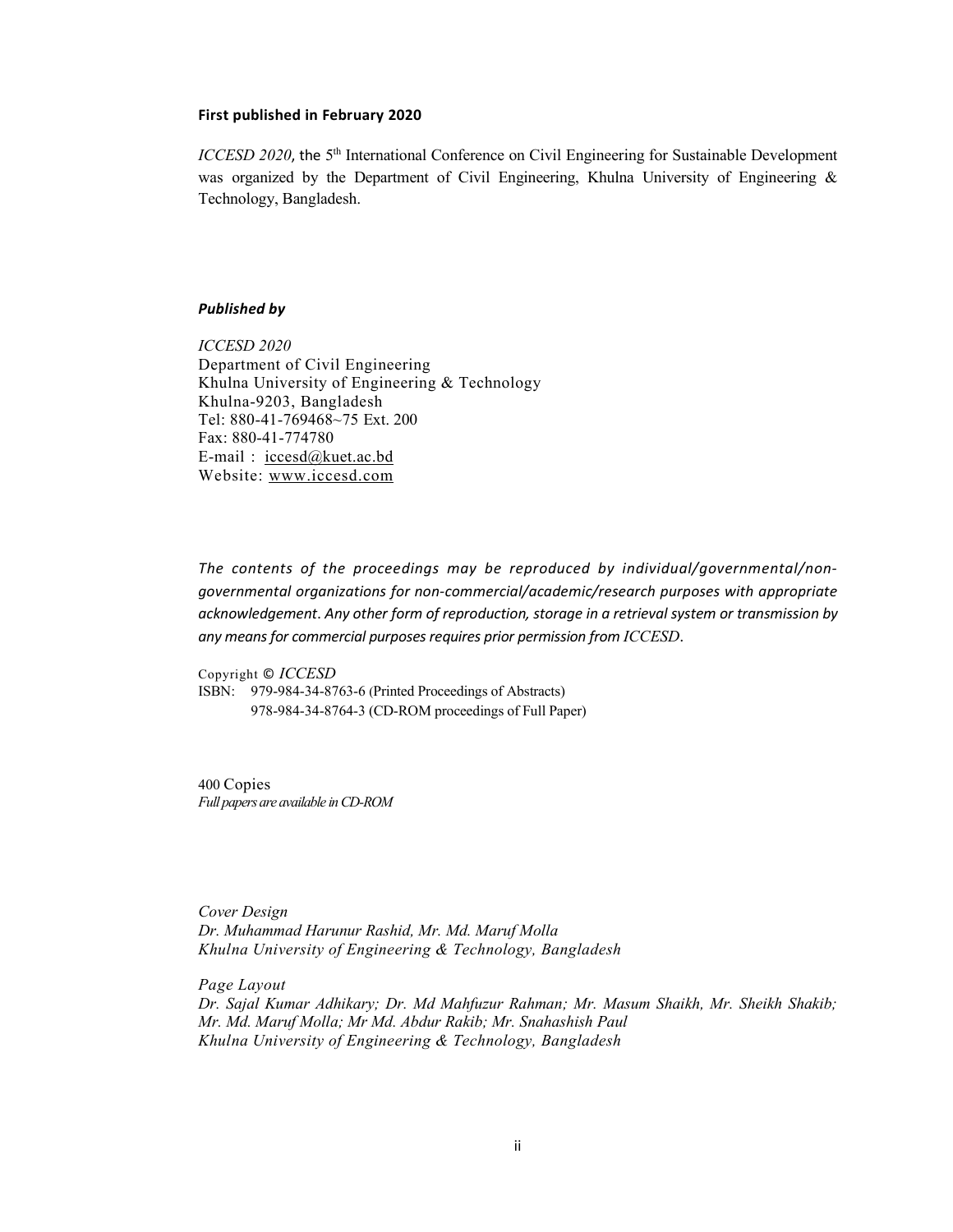**First published in February 2020**

*ICCESD 2020*, the 5th International Conference on Civil Engineering for Sustainable Development was organized by the Department of Civil Engineering, Khulna University of Engineering & Technology, Bangladesh.

***Published by***

*ICCESD 2020*
Department of Civil Engineering
Khulna University of Engineering & Technology
Khulna-9203, Bangladesh
Tel: 880-41-769468~75 Ext. 200
Fax: 880-41-774780
E-mail : iccesd@kuet.ac.bd
Website: www.iccesd.com

*The contents of the proceedings may be reproduced by individual/governmental/non-governmental organizations for non-commercial/academic/research purposes with appropriate acknowledgement. Any other form of reproduction, storage in a retrieval system or transmission by any means for commercial purposes requires prior permission from ICCESD.*

Copyright © *ICCESD*
ISBN: 979-984-34-8763-6 (Printed Proceedings of Abstracts)
978-984-34-8764-3 (CD-ROM proceedings of Full Paper)

400 Copies
*Full papers are available in CD-ROM*

*Cover Design*
*Dr. Muhammad Harunur Rashid, Mr. Md. Maruf Molla*
*Khulna University of Engineering & Technology, Bangladesh*

*Page Layout*
*Dr. Sajal Kumar Adhikary; Dr. Md Mahfuzur Rahman; Mr. Masum Shaikh, Mr. Sheikh Shakib; Mr. Md. Maruf Molla; Mr Md. Abdur Rakib; Mr. Snahashish Paul*
*Khulna University of Engineering & Technology, Bangladesh*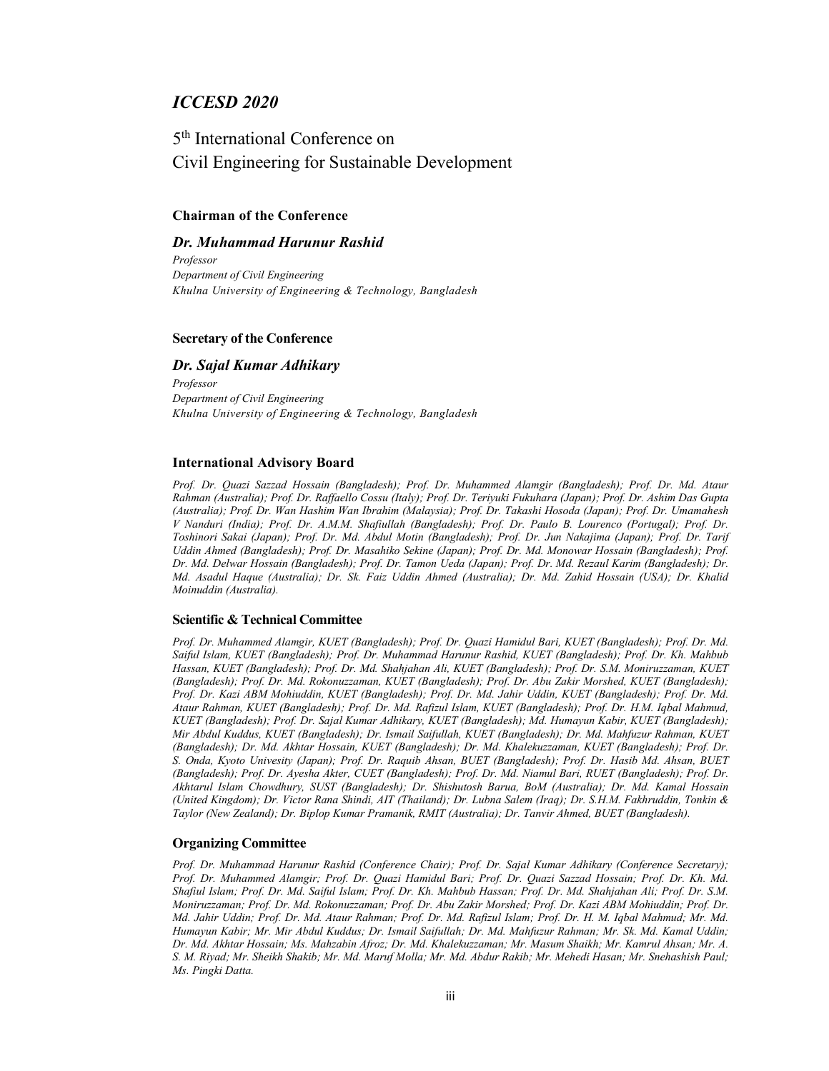# *ICCESD 2020*

## 5th International Conference on Civil Engineering for Sustainable Development

### Chairman of the Conference

### *Dr. Muhammad Harunur Rashid*

*Professor*
*Department of Civil Engineering*
*Khulna University of Engineering & Technology, Bangladesh*

### Secretary of the Conference

### *Dr. Sajal Kumar Adhikary*

*Professor*
*Department of Civil Engineering*
*Khulna University of Engineering & Technology, Bangladesh*

### International Advisory Board

*Prof. Dr. Quazi Sazzad Hossain (Bangladesh); Prof. Dr. Muhammed Alamgir (Bangladesh); Prof. Dr. Md. Ataur Rahman (Australia); Prof. Dr. Raffaello Cossu (Italy); Prof. Dr. Teriyuki Fukuhara (Japan); Prof. Dr. Ashim Das Gupta (Australia); Prof. Dr. Wan Hashim Wan Ibrahim (Malaysia); Prof. Dr. Takashi Hosoda (Japan); Prof. Dr. Umamahesh V Nanduri (India); Prof. Dr. A.M.M. Shafiullah (Bangladesh); Prof. Dr. Paulo B. Lourenco (Portugal); Prof. Dr. Toshinori Sakai (Japan); Prof. Dr. Md. Abdul Motin (Bangladesh); Prof. Dr. Jun Nakajima (Japan); Prof. Dr. Tarif Uddin Ahmed (Bangladesh); Prof. Dr. Masahiko Sekine (Japan); Prof. Dr. Md. Monowar Hossain (Bangladesh); Prof. Dr. Md. Delwar Hossain (Bangladesh); Prof. Dr. Tamon Ueda (Japan); Prof. Dr. Md. Rezaul Karim (Bangladesh); Dr. Md. Asadul Haque (Australia); Dr. Sk. Faiz Uddin Ahmed (Australia); Dr. Md. Zahid Hossain (USA); Dr. Khalid Moinuddin (Australia).*

### Scientific & Technical Committee

*Prof. Dr. Muhammed Alamgir, KUET (Bangladesh); Prof. Dr. Quazi Hamidul Bari, KUET (Bangladesh); Prof. Dr. Md. Saiful Islam, KUET (Bangladesh); Prof. Dr. Muhammad Harunur Rashid, KUET (Bangladesh); Prof. Dr. Kh. Mahbub Hassan, KUET (Bangladesh); Prof. Dr. Md. Shahjahan Ali, KUET (Bangladesh); Prof. Dr. S.M. Moniruzzaman, KUET (Bangladesh); Prof. Dr. Md. Rokonuzzaman, KUET (Bangladesh); Prof. Dr. Abu Zakir Morshed, KUET (Bangladesh); Prof. Dr. Kazi ABM Mohiuddin, KUET (Bangladesh); Prof. Dr. Md. Jahir Uddin, KUET (Bangladesh); Prof. Dr. Md. Ataur Rahman, KUET (Bangladesh); Prof. Dr. Md. Rafizul Islam, KUET (Bangladesh); Prof. Dr. H.M. Iqbal Mahmud, KUET (Bangladesh); Prof. Dr. Sajal Kumar Adhikary, KUET (Bangladesh); Md. Humayun Kabir, KUET (Bangladesh); Mir Abdul Kuddus, KUET (Bangladesh); Dr. Ismail Saifullah, KUET (Bangladesh); Dr. Md. Mahfuzur Rahman, KUET (Bangladesh); Dr. Md. Akhtar Hossain, KUET (Bangladesh); Dr. Md. Khalekuzzaman, KUET (Bangladesh); Prof. Dr. S. Onda, Kyoto Univesity (Japan); Prof. Dr. Raquib Ahsan, BUET (Bangladesh); Prof. Dr. Hasib Md. Ahsan, BUET (Bangladesh); Prof. Dr. Ayesha Akter, CUET (Bangladesh); Prof. Dr. Md. Niamul Bari, RUET (Bangladesh); Prof. Dr. Akhtarul Islam Chowdhury, SUST (Bangladesh); Dr. Shishutosh Barua, BoM (Australia); Dr. Md. Kamal Hossain (United Kingdom); Dr. Victor Rana Shindi, AIT (Thailand); Dr. Lubna Salem (Iraq); Dr. S.H.M. Fakhruddin, Tonkin & Taylor (New Zealand); Dr. Biplop Kumar Pramanik, RMIT (Australia); Dr. Tanvir Ahmed, BUET (Bangladesh).*

### Organizing Committee

*Prof. Dr. Muhammad Harunur Rashid (Conference Chair); Prof. Dr. Sajal Kumar Adhikary (Conference Secretary); Prof. Dr. Muhammed Alamgir; Prof. Dr. Quazi Hamidul Bari; Prof. Dr. Quazi Sazzad Hossain; Prof. Dr. Kh. Md. Shafiul Islam; Prof. Dr. Md. Saiful Islam; Prof. Dr. Kh. Mahbub Hassan; Prof. Dr. Md. Shahjahan Ali; Prof. Dr. S.M. Moniruzzaman; Prof. Dr. Md. Rokonuzzaman; Prof. Dr. Abu Zakir Morshed; Prof. Dr. Kazi ABM Mohiuddin; Prof. Dr. Md. Jahir Uddin; Prof. Dr. Md. Ataur Rahman; Prof. Dr. Md. Rafizul Islam; Prof. Dr. H. M. Iqbal Mahmud; Mr. Md. Humayun Kabir; Mr. Mir Abdul Kuddus; Dr. Ismail Saifullah; Dr. Md. Mahfuzur Rahman; Mr. Sk. Md. Kamal Uddin; Dr. Md. Akhtar Hossain; Ms. Mahzabin Afroz; Dr. Md. Khalekuzzaman; Mr. Masum Shaikh; Mr. Kamrul Ahsan; Mr. A. S. M. Riyad; Mr. Sheikh Shakib; Mr. Md. Maruf Molla; Mr. Md. Abdur Rakib; Mr. Mehedi Hasan; Mr. Snehashish Paul; Ms. Pingki Datta.*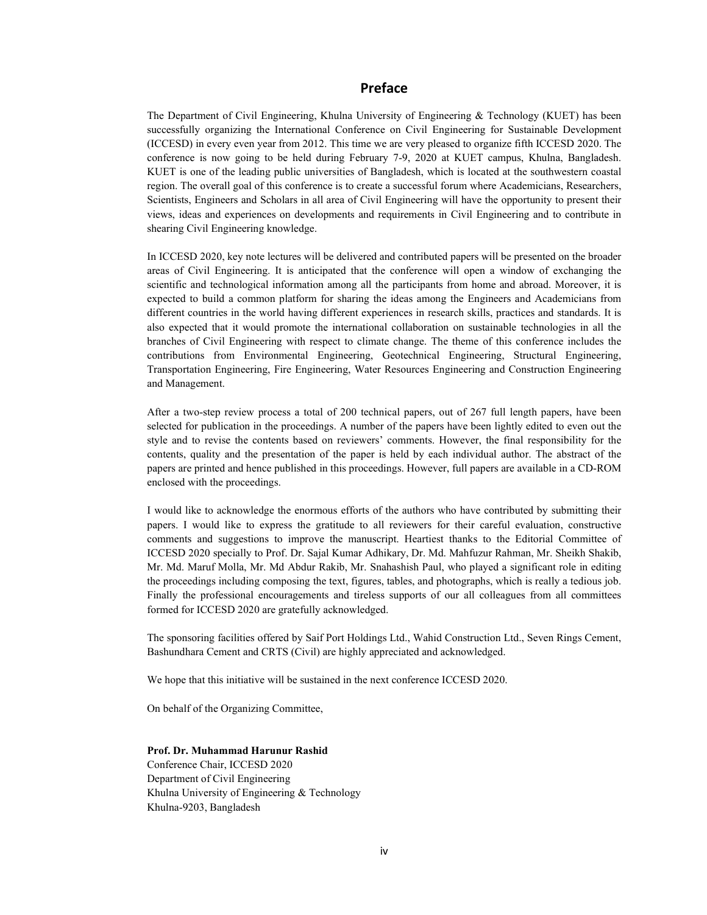# Preface

The Department of Civil Engineering, Khulna University of Engineering & Technology (KUET) has been successfully organizing the International Conference on Civil Engineering for Sustainable Development (ICCESD) in every even year from 2012. This time we are very pleased to organize fifth ICCESD 2020. The conference is now going to be held during February 7-9, 2020 at KUET campus, Khulna, Bangladesh. KUET is one of the leading public universities of Bangladesh, which is located at the southwestern coastal region. The overall goal of this conference is to create a successful forum where Academicians, Researchers, Scientists, Engineers and Scholars in all area of Civil Engineering will have the opportunity to present their views, ideas and experiences on developments and requirements in Civil Engineering and to contribute in shearing Civil Engineering knowledge.

In ICCESD 2020, key note lectures will be delivered and contributed papers will be presented on the broader areas of Civil Engineering. It is anticipated that the conference will open a window of exchanging the scientific and technological information among all the participants from home and abroad. Moreover, it is expected to build a common platform for sharing the ideas among the Engineers and Academicians from different countries in the world having different experiences in research skills, practices and standards. It is also expected that it would promote the international collaboration on sustainable technologies in all the branches of Civil Engineering with respect to climate change. The theme of this conference includes the contributions from Environmental Engineering, Geotechnical Engineering, Structural Engineering, Transportation Engineering, Fire Engineering, Water Resources Engineering and Construction Engineering and Management.

After a two-step review process a total of 200 technical papers, out of 267 full length papers, have been selected for publication in the proceedings. A number of the papers have been lightly edited to even out the style and to revise the contents based on reviewers' comments. However, the final responsibility for the contents, quality and the presentation of the paper is held by each individual author. The abstract of the papers are printed and hence published in this proceedings. However, full papers are available in a CD-ROM enclosed with the proceedings.

I would like to acknowledge the enormous efforts of the authors who have contributed by submitting their papers. I would like to express the gratitude to all reviewers for their careful evaluation, constructive comments and suggestions to improve the manuscript. Heartiest thanks to the Editorial Committee of ICCESD 2020 specially to Prof. Dr. Sajal Kumar Adhikary, Dr. Md. Mahfuzur Rahman, Mr. Sheikh Shakib, Mr. Md. Maruf Molla, Mr. Md Abdur Rakib, Mr. Snahashish Paul, who played a significant role in editing the proceedings including composing the text, figures, tables, and photographs, which is really a tedious job. Finally the professional encouragements and tireless supports of our all colleagues from all committees formed for ICCESD 2020 are gratefully acknowledged.

The sponsoring facilities offered by Saif Port Holdings Ltd., Wahid Construction Ltd., Seven Rings Cement, Bashundhara Cement and CRTS (Civil) are highly appreciated and acknowledged.

We hope that this initiative will be sustained in the next conference ICCESD 2020.

On behalf of the Organizing Committee,

**Prof. Dr. Muhammad Harunur Rashid**
Conference Chair, ICCESD 2020
Department of Civil Engineering
Khulna University of Engineering & Technology
Khulna-9203, Bangladesh